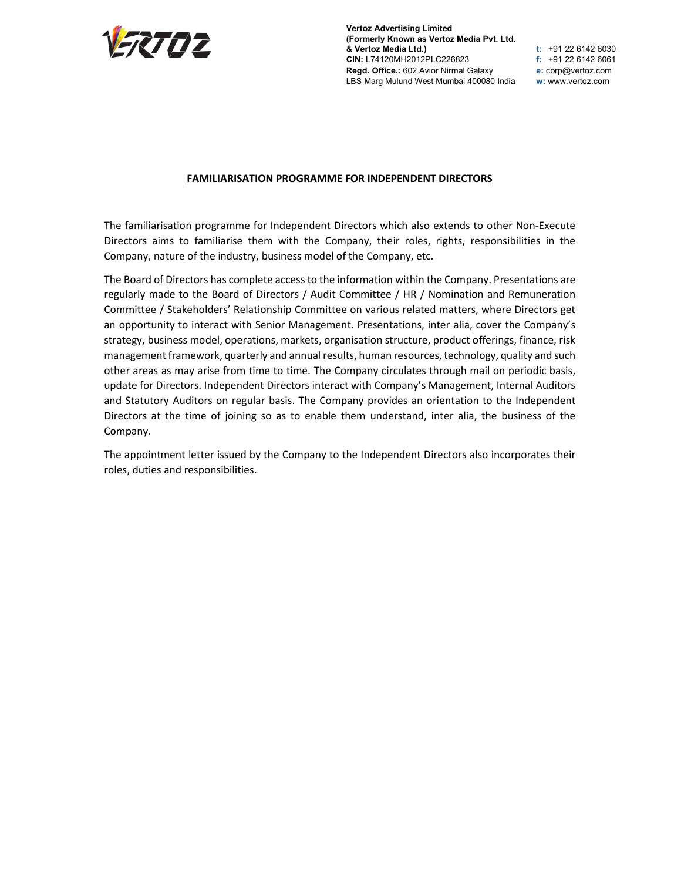Vertoz Advertising Limited
(Formerly Known as Vertoz Media Pvt. Ltd. & Vertoz Media Ltd.)
**CIN:** L74120MH2012PLC226823
**Regd. Office.:** 602 Avior Nirmal Galaxy LBS Marg Mulund West Mumbai 400080 India

**t:** +91 22 6142 6030
**f:** +91 22 6142 6061
**e:** corp@vertoz.com
**w:** www.vertoz.com

## FAMILIARISATION PROGRAMME FOR INDEPENDENT DIRECTORS

The familiarisation programme for Independent Directors which also extends to other Non-Execute Directors aims to familiarise them with the Company, their roles, rights, responsibilities in the Company, nature of the industry, business model of the Company, etc.

The Board of Directors has complete access to the information within the Company. Presentations are regularly made to the Board of Directors / Audit Committee / HR / Nomination and Remuneration Committee / Stakeholders' Relationship Committee on various related matters, where Directors get an opportunity to interact with Senior Management. Presentations, inter alia, cover the Company's strategy, business model, operations, markets, organisation structure, product offerings, finance, risk management framework, quarterly and annual results, human resources, technology, quality and such other areas as may arise from time to time. The Company circulates through mail on periodic basis, update for Directors. Independent Directors interact with Company's Management, Internal Auditors and Statutory Auditors on regular basis. The Company provides an orientation to the Independent Directors at the time of joining so as to enable them understand, inter alia, the business of the Company.

The appointment letter issued by the Company to the Independent Directors also incorporates their roles, duties and responsibilities.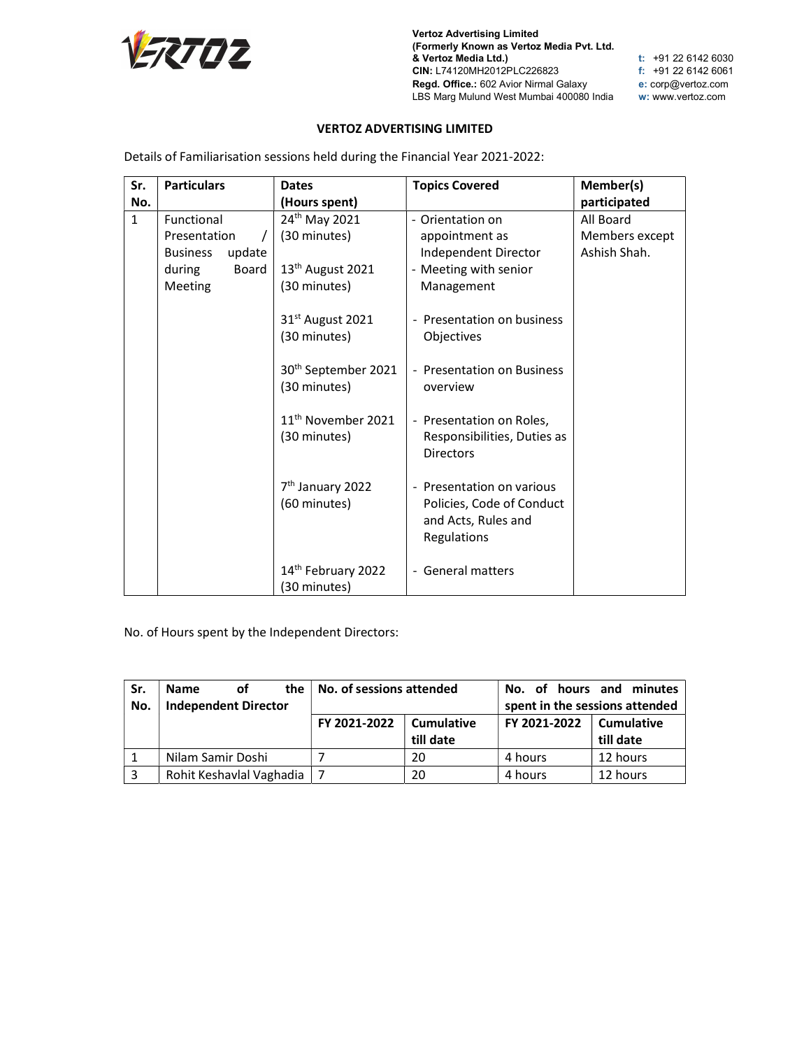Vertoz Advertising Limited
(Formerly Known as Vertoz Media Pvt. Ltd. & Vertoz Media Ltd.)
CIN: L74120MH2012PLC226823
Regd. Office.: 602 Avior Nirmal Galaxy LBS Marg Mulund West Mumbai 400080 India

t: +91 22 6142 6030
f: +91 22 6142 6061
e: corp@vertoz.com
w: www.vertoz.com

## VERTOZ ADVERTISING LIMITED

Details of Familiarisation sessions held during the Financial Year 2021-2022:

| Sr. No. | Particulars | Dates (Hours spent) | Topics Covered | Member(s) participated |
|---|---|---|---|---|
| 1 | Functional Presentation / Business update during Board Meeting | 24th May 2021 (30 minutes) | - Orientation on appointment as Independent Director | All Board Members except Ashish Shah. |
| | | 13th August 2021 (30 minutes) | - Meeting with senior Management | |
| | | 31st August 2021 (30 minutes) | - Presentation on business Objectives | |
| | | 30th September 2021 (30 minutes) | - Presentation on Business overview | |
| | | 11th November 2021 (30 minutes) | - Presentation on Roles, Responsibilities, Duties as Directors | |
| | | 7th January 2022 (60 minutes) | - Presentation on various Policies, Code of Conduct and Acts, Rules and Regulations | |
| | | 14th February 2022 (30 minutes) | - General matters | |

No. of Hours spent by the Independent Directors:

| Sr. No. | Name of the Independent Director | No. of sessions attended | | No. of hours and minutes spent in the sessions attended | |
|---|---|---|---|---|---|
| | | FY 2021-2022 | Cumulative till date | FY 2021-2022 | Cumulative till date |
| 1 | Nilam Samir Doshi | 7 | 20 | 4 hours | 12 hours |
| 3 | Rohit Keshavlal Vaghadia | 7 | 20 | 4 hours | 12 hours |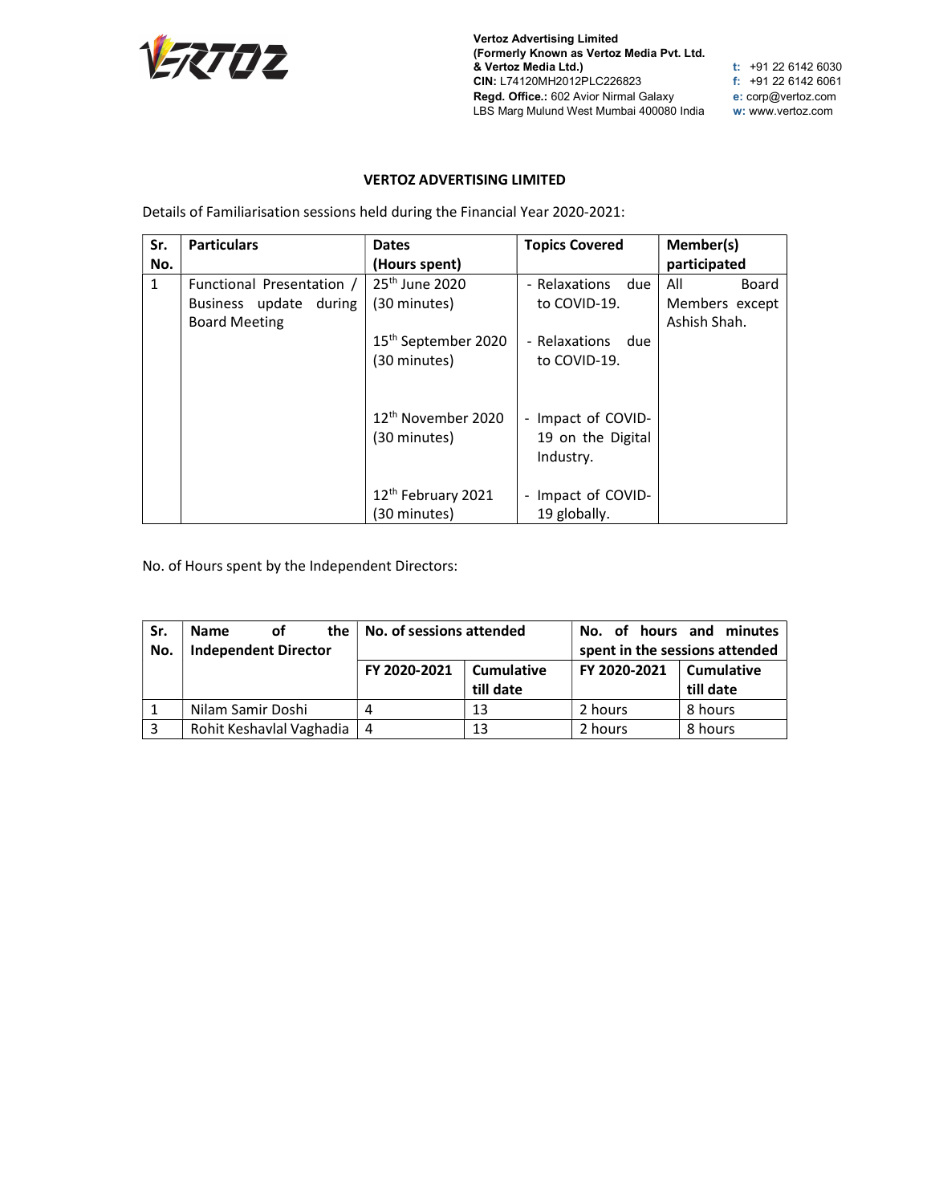Vertoz Advertising Limited
(Formerly Known as Vertoz Media Pvt. Ltd. & Vertoz Media Ltd.)
CIN: L74120MH2012PLC226823
Regd. Office.: 602 Avior Nirmal Galaxy LBS Marg Mulund West Mumbai 400080 India

t: +91 22 6142 6030
f: +91 22 6142 6061
e: corp@vertoz.com
w: www.vertoz.com

## VERTOZ ADVERTISING LIMITED

Details of Familiarisation sessions held during the Financial Year 2020-2021:

| Sr. No. | Particulars | Dates (Hours spent) | Topics Covered | Member(s) participated |
|---|---|---|---|---|
| 1 | Functional Presentation / Business update during Board Meeting | 25th June 2020 (30 minutes) | - Relaxations due to COVID-19. | All Board Members except Ashish Shah. |
| | | 15th September 2020 (30 minutes) | - Relaxations due to COVID-19. | |
| | | 12th November 2020 (30 minutes) | - Impact of COVID-19 on the Digital Industry. | |
| | | 12th February 2021 (30 minutes) | - Impact of COVID-19 globally. | |

No. of Hours spent by the Independent Directors:

| Sr. No. | Name of the Independent Director | No. of sessions attended | | No. of hours and minutes spent in the sessions attended | |
|---|---|---|---|---|---|
| | | FY 2020-2021 | Cumulative till date | FY 2020-2021 | Cumulative till date |
| 1 | Nilam Samir Doshi | 4 | 13 | 2 hours | 8 hours |
| 3 | Rohit Keshavlal Vaghadia | 4 | 13 | 2 hours | 8 hours |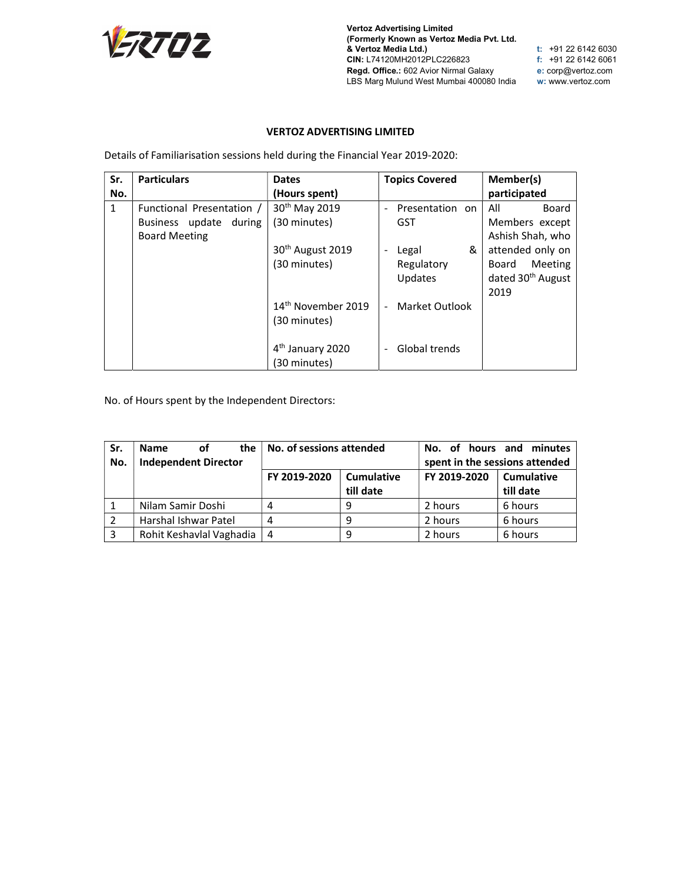Vertoz Advertising Limited
(Formerly Known as Vertoz Media Pvt. Ltd. & Vertoz Media Ltd.)
CIN: L74120MH2012PLC226823
Regd. Office.: 602 Avior Nirmal Galaxy LBS Marg Mulund West Mumbai 400080 India

t: +91 22 6142 6030
f: +91 22 6142 6061
e: corp@vertoz.com
w: www.vertoz.com

## VERTOZ ADVERTISING LIMITED

Details of Familiarisation sessions held during the Financial Year 2019-2020:

| Sr. No. | Particulars | Dates (Hours spent) | Topics Covered | Member(s) participated |
|---|---|---|---|---|
| 1 | Functional Presentation / Business update during Board Meeting | 30th May 2019 (30 minutes) | - Presentation on GST | All Board Members except Ashish Shah, who attended only on Board Meeting dated 30th August 2019 |
| | | 30th August 2019 (30 minutes) | - Legal & Regulatory Updates | |
| | | 14th November 2019 (30 minutes) | - Market Outlook | |
| | | 4th January 2020 (30 minutes) | - Global trends | |

No. of Hours spent by the Independent Directors:

| Sr. No. | Name of the Independent Director | No. of sessions attended | | No. of hours and minutes spent in the sessions attended | |
|---|---|---|---|---|---|
| | | FY 2019-2020 | Cumulative till date | FY 2019-2020 | Cumulative till date |
| 1 | Nilam Samir Doshi | 4 | 9 | 2 hours | 6 hours |
| 2 | Harshal Ishwar Patel | 4 | 9 | 2 hours | 6 hours |
| 3 | Rohit Keshavlal Vaghadia | 4 | 9 | 2 hours | 6 hours |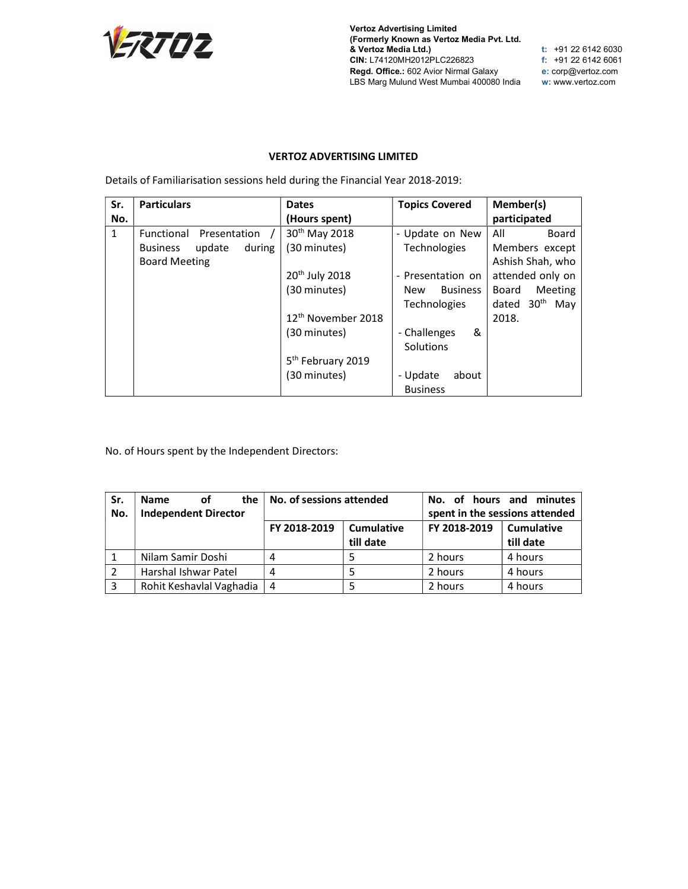Vertoz Advertising Limited
(Formerly Known as Vertoz Media Pvt. Ltd. & Vertoz Media Ltd.)
CIN: L74120MH2012PLC226823
Regd. Office.: 602 Avior Nirmal Galaxy LBS Marg Mulund West Mumbai 400080 India

t: +91 22 6142 6030
f: +91 22 6142 6061
e: corp@vertoz.com
w: www.vertoz.com

**VERTOZ ADVERTISING LIMITED**

Details of Familiarisation sessions held during the Financial Year 2018-2019:

| Sr. No. | Particulars | Dates (Hours spent) | Topics Covered | Member(s) participated |
|---|---|---|---|---|
| 1 | Functional Presentation / Business update during Board Meeting | 30th May 2018 (30 minutes)<br>20th July 2018 (30 minutes)<br>12th November 2018 (30 minutes)<br>5th February 2019 (30 minutes) | - Update on New Technologies<br>- Presentation on New Business Technologies<br>- Challenges & Solutions<br>- Update about Business | All Board Members except Ashish Shah, who attended only on Board Meeting dated 30th May 2018. |

No. of Hours spent by the Independent Directors:

| Sr. No. | Name of the Independent Director | No. of sessions attended | | No. of hours and minutes spent in the sessions attended | |
|---|---|---|---|---|---|
| | | FY 2018-2019 | Cumulative till date | FY 2018-2019 | Cumulative till date |
| 1 | Nilam Samir Doshi | 4 | 5 | 2 hours | 4 hours |
| 2 | Harshal Ishwar Patel | 4 | 5 | 2 hours | 4 hours |
| 3 | Rohit Keshavlal Vaghadia | 4 | 5 | 2 hours | 4 hours |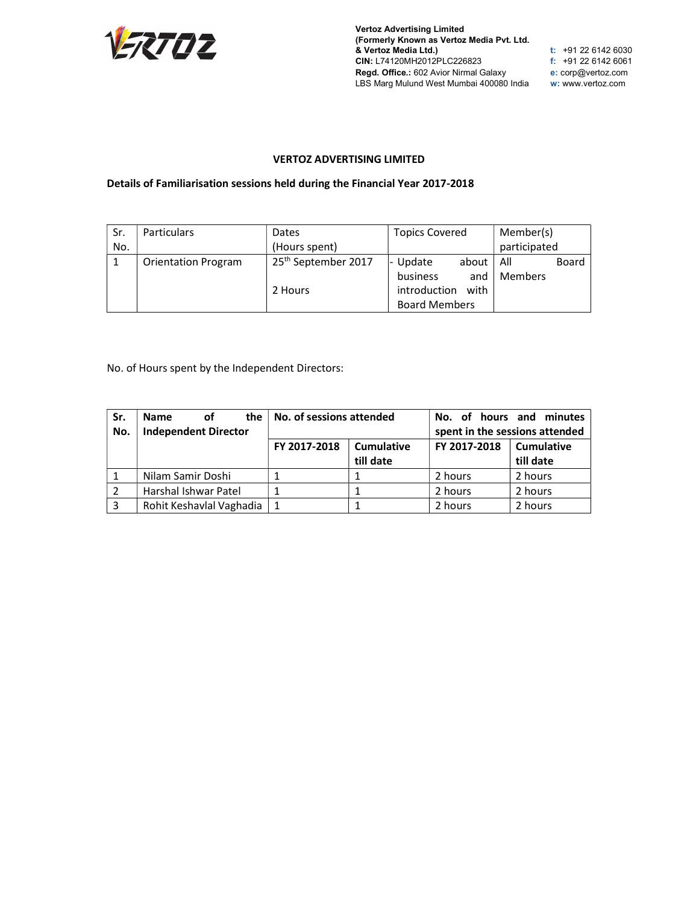**VERTOZ ADVERTISING LIMITED**

**Details of Familiarisation sessions held during the Financial Year 2017-2018**

| Sr. No. | Particulars | Dates (Hours spent) | Topics Covered | Member(s) participated |
|---|---|---|---|---|
| 1 | Orientation Program | 25th September 2017<br><br>2 Hours | - Update about business and introduction with Board Members | All Board Members |

No. of Hours spent by the Independent Directors:

| **Sr. No.** | **Name of the Independent Director** | **No. of sessions attended** | | **No. of hours and minutes spent in the sessions attended** | |
|---|---|---|---|---|---|
| | | **FY 2017-2018** | **Cumulative till date** | **FY 2017-2018** | **Cumulative till date** |
| 1 | Nilam Samir Doshi | 1 | 1 | 2 hours | 2 hours |
| 2 | Harshal Ishwar Patel | 1 | 1 | 2 hours | 2 hours |
| 3 | Rohit Keshavlal Vaghadia | 1 | 1 | 2 hours | 2 hours |